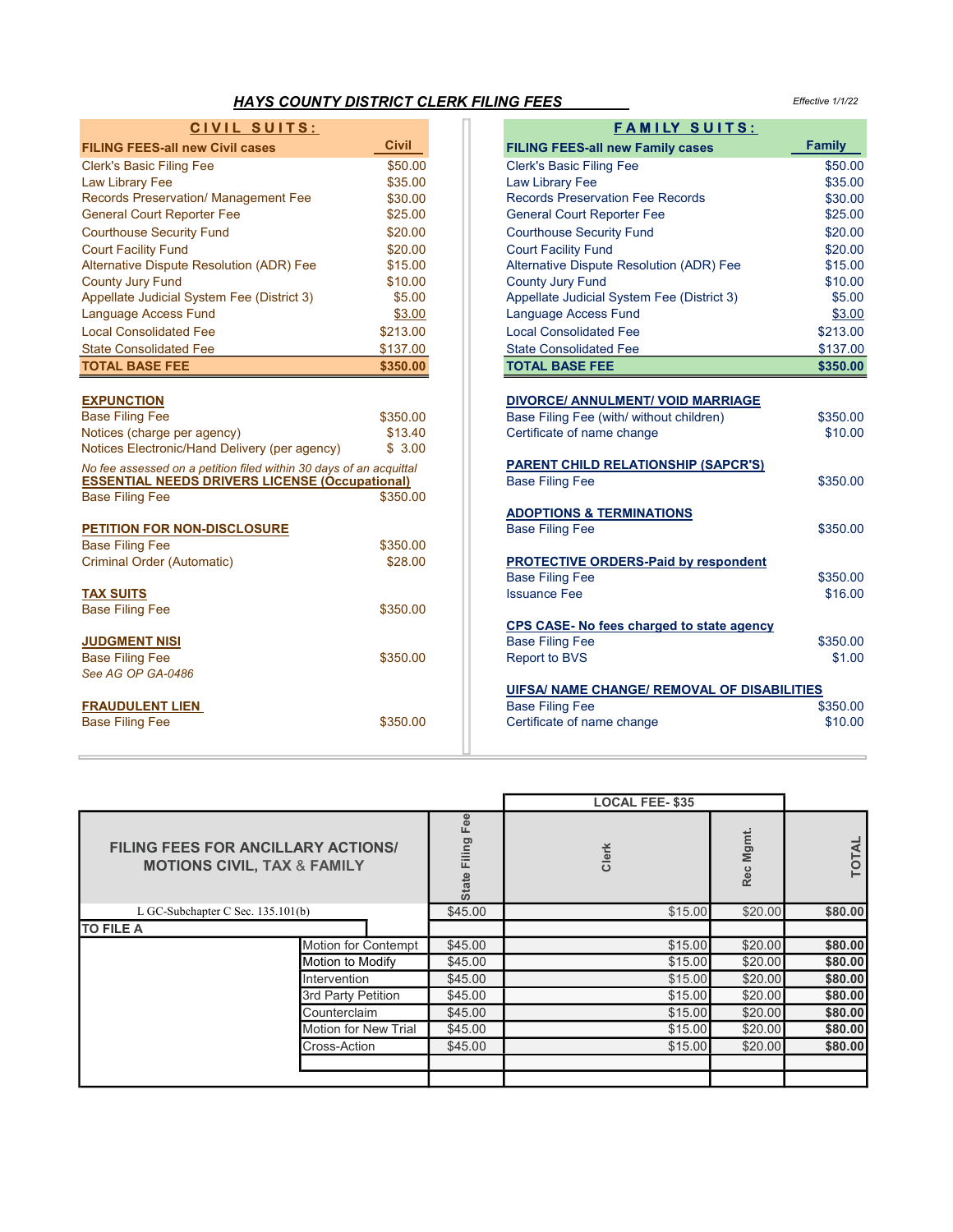# HAYS COUNTY DISTRICT CLERK FILING FEES

*Effective 1/1/22*

## CIVIL SUITS:

| FILING FEES-all new Civil cases | Civil |
|---|---|
| Clerk's Basic Filing Fee | $50.00 |
| Law Library Fee | $35.00 |
| Records Preservation/ Management Fee | $30.00 |
| General Court Reporter Fee | $25.00 |
| Courthouse Security Fund | $20.00 |
| Court Facility Fund | $20.00 |
| Alternative Dispute Resolution (ADR) Fee | $15.00 |
| County Jury Fund | $10.00 |
| Appellate Judicial System Fee (District 3) | $5.00 |
| Language Access Fund | $3.00 |
| Local Consolidated Fee | $213.00 |
| State Consolidated Fee | $137.00 |
| **TOTAL BASE FEE** | **$350.00** |

**EXPUNCTION**

| | |
|---|---|
| Base Filing Fee | $350.00 |
| Notices (charge per agency) | $13.40 |
| Notices Electronic/Hand Delivery (per agency) | $ 3.00 |

*No fee assessed on a petition filed within 30 days of an acquittal*

**ESSENTIAL NEEDS DRIVERS LICENSE (Occupational)**

| | |
|---|---|
| Base Filing Fee | $350.00 |

**PETITION FOR NON-DISCLOSURE**

| | |
|---|---|
| Base Filing Fee | $350.00 |
| Criminal Order (Automatic) | $28.00 |

**TAX SUITS**

| | |
|---|---|
| Base Filing Fee | $350.00 |

**JUDGMENT NISI**

| | |
|---|---|
| Base Filing Fee | $350.00 |

*See AG OP GA-0486*

**FRAUDULENT LIEN**

| | |
|---|---|
| Base Filing Fee | $350.00 |

## FAMILY SUITS:

| FILING FEES-all new Family cases | Family |
|---|---|
| Clerk's Basic Filing Fee | $50.00 |
| Law Library Fee | $35.00 |
| Records Preservation Fee Records | $30.00 |
| General Court Reporter Fee | $25.00 |
| Courthouse Security Fund | $20.00 |
| Court Facility Fund | $20.00 |
| Alternative Dispute Resolution (ADR) Fee | $15.00 |
| County Jury Fund | $10.00 |
| Appellate Judicial System Fee (District 3) | $5.00 |
| Language Access Fund | $3.00 |
| Local Consolidated Fee | $213.00 |
| State Consolidated Fee | $137.00 |
| **TOTAL BASE FEE** | **$350.00** |

**DIVORCE/ ANNULMENT/ VOID MARRIAGE**

| | |
|---|---|
| Base Filing Fee (with/ without children) | $350.00 |
| Certificate of name change | $10.00 |

**PARENT CHILD RELATIONSHIP (SAPCR'S)**

| | |
|---|---|
| Base Filing Fee | $350.00 |

**ADOPTIONS & TERMINATIONS**

| | |
|---|---|
| Base Filing Fee | $350.00 |

**PROTECTIVE ORDERS-Paid by respondent**

| | |
|---|---|
| Base Filing Fee | $350.00 |
| Issuance Fee | $16.00 |

**CPS CASE- No fees charged to state agency**

| | |
|---|---|
| Base Filing Fee | $350.00 |
| Report to BVS | $1.00 |

**UIFSA/ NAME CHANGE/ REMOVAL OF DISABILITIES**

| | |
|---|---|
| Base Filing Fee | $350.00 |
| Certificate of name change | $10.00 |

## FILING FEES FOR ANCILLARY ACTIONS/ MOTIONS CIVIL, TAX & FAMILY

| | | State Filing Fee | LOCAL FEE- $35 Clerk | Rec Mgmt. | TOTAL |
|---|---|---|---|---|---|
| L GC-Subchapter C Sec. 135.101(b) | | $45.00 | $15.00 | $20.00 | **$80.00** |
| **TO FILE A** | | | | | |
| | Motion for Contempt | $45.00 | $15.00 | $20.00 | **$80.00** |
| | Motion to Modify | $45.00 | $15.00 | $20.00 | **$80.00** |
| | Intervention | $45.00 | $15.00 | $20.00 | **$80.00** |
| | 3rd Party Petition | $45.00 | $15.00 | $20.00 | **$80.00** |
| | Counterclaim | $45.00 | $15.00 | $20.00 | **$80.00** |
| | Motion for New Trial | $45.00 | $15.00 | $20.00 | **$80.00** |
| | Cross-Action | $45.00 | $15.00 | $20.00 | **$80.00** |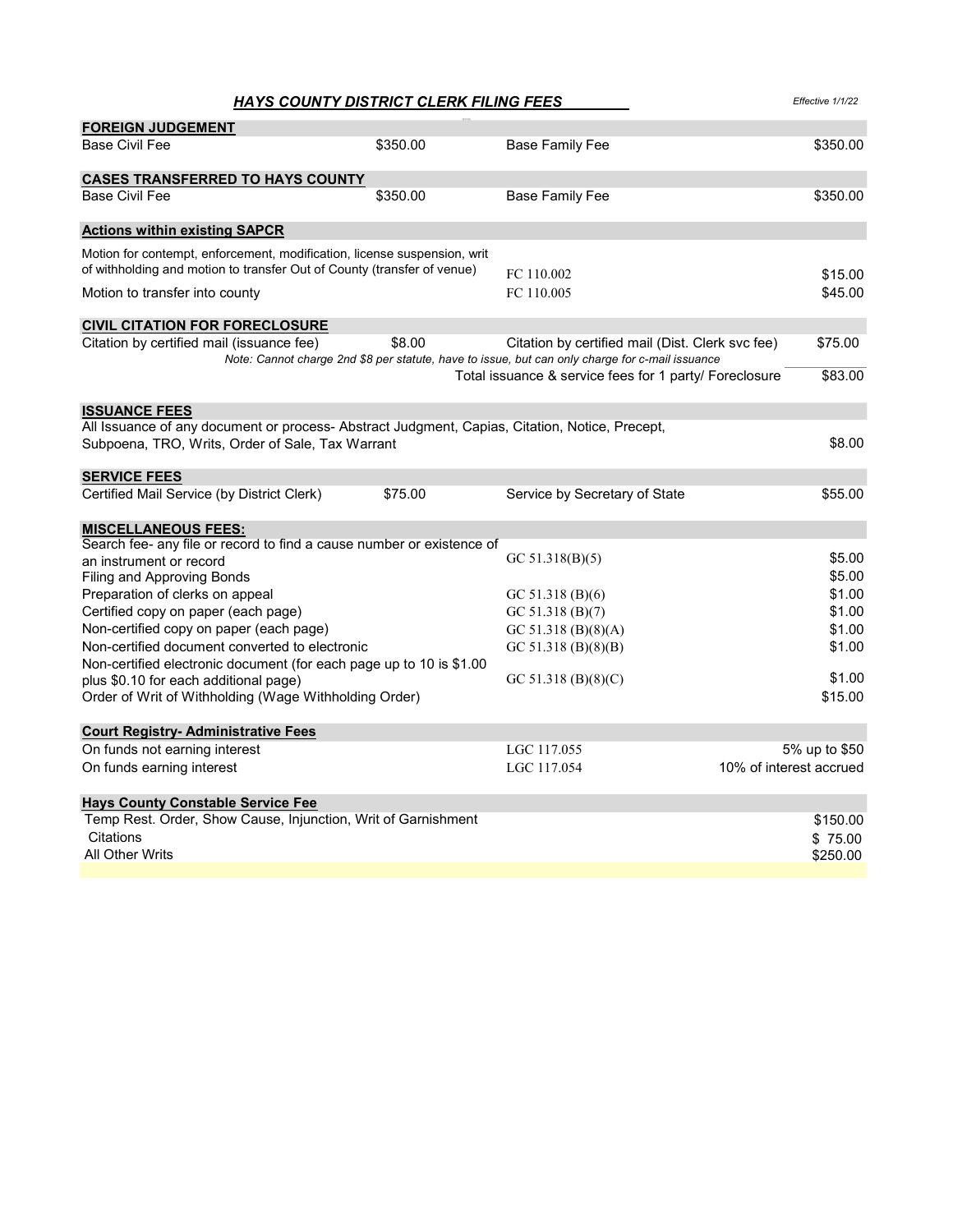## HAYS COUNTY DISTRICT CLERK FILING FEES

*Effective 1/1/22*

| | | | |
|---|---|---|---|
| **FOREIGN JUDGEMENT** | | | |
| Base Civil Fee | $350.00 | Base Family Fee | $350.00 |
| **CASES TRANSFERRED TO HAYS COUNTY** | | | |
| Base Civil Fee | $350.00 | Base Family Fee | $350.00 |
| **Actions within existing SAPCR** | | | |
| Motion for contempt, enforcement, modification, license suspension, writ of withholding and motion to transfer Out of County (transfer of venue) | | FC 110.002 | $15.00 |
| Motion to transfer into county | | FC 110.005 | $45.00 |
| **CIVIL CITATION FOR FORECLOSURE** | | | |
| Citation by certified mail (issuance fee) | $8.00 | Citation by certified mail (Dist. Clerk svc fee) | $75.00 |
| *Note: Cannot charge 2nd $8 per statute, have to issue, but can only charge for c-mail issuance* | | | |
| | | Total issuance & service fees for 1 party/ Foreclosure | $83.00 |
| **ISSUANCE FEES** | | | |
| All Issuance of any document or process- Abstract Judgment, Capias, Citation, Notice, Precept, Subpoena, TRO, Writs, Order of Sale, Tax Warrant | | | $8.00 |
| **SERVICE FEES** | | | |
| Certified Mail Service (by District Clerk) | $75.00 | Service by Secretary of State | $55.00 |
| **MISCELLANEOUS FEES:** | | | |
| Search fee- any file or record to find a cause number or existence of an instrument or record | | GC 51.318(B)(5) | $5.00 |
| Filing and Approving Bonds | | | $5.00 |
| Preparation of clerks on appeal | | GC 51.318 (B)(6) | $1.00 |
| Certified copy on paper (each page) | | GC 51.318 (B)(7) | $1.00 |
| Non-certified copy on paper (each page) | | GC 51.318 (B)(8)(A) | $1.00 |
| Non-certified document converted to electronic | | GC 51.318 (B)(8)(B) | $1.00 |
| Non-certified electronic document (for each page up to 10 is $1.00 plus $0.10 for each additional page) | | GC 51.318 (B)(8)(C) | $1.00 |
| Order of Writ of Withholding (Wage Withholding Order) | | | $15.00 |
| **Court Registry- Administrative Fees** | | | |
| On funds not earning interest | | LGC 117.055 | 5% up to $50 |
| On funds earning interest | | LGC 117.054 | 10% of interest accrued |
| **Hays County Constable Service Fee** | | | |
| Temp Rest. Order, Show Cause, Injunction, Writ of Garnishment | | | $150.00 |
| Citations | | | $ 75.00 |
| All Other Writs | | | $250.00 |